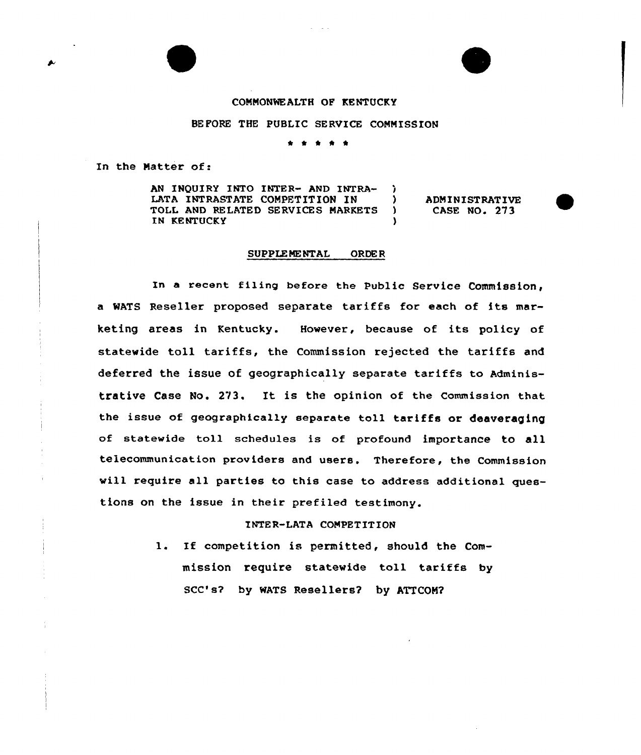COMMONWEALTH OF KENTUCKY

BEFORE THE PUBLIC SERVICE COMMISSION

\* \* \* \* \*

In the Matter of:

| | | |
|---|---|---|
| AN INQUIRY INTO INTER- AND INTRA-LATA INTRASTATE COMPETITION IN TOLL AND RELATED SERVICES MARKETS IN KENTUCKY | ) ) ) ) | ADMINISTRATIVE CASE NO. 273 |

## SUPPLEMENTAL ORDER

In a recent filing before the Public Service Commission, a WATS Reseller proposed separate tariffs for each of its marketing areas in Kentucky. However, because of its policy of statewide toll tariffs, the Commission rejected the tariffs and deferred the issue of geographically separate tariffs to Administrative Case No. 273. It is the opinion of the Commission that the issue of geographically separate toll tariffs or deaveraging of statewide toll schedules is of profound importance to all telecommunication providers and users. Therefore, the Commission will require all parties to this case to address additional questions on the issue in their prefiled testimony.

### INTER-LATA COMPETITION

1. If competition is permitted, should the Commission require statewide toll tariffs by SCC's? by WATS Resellers? by ATTCOM?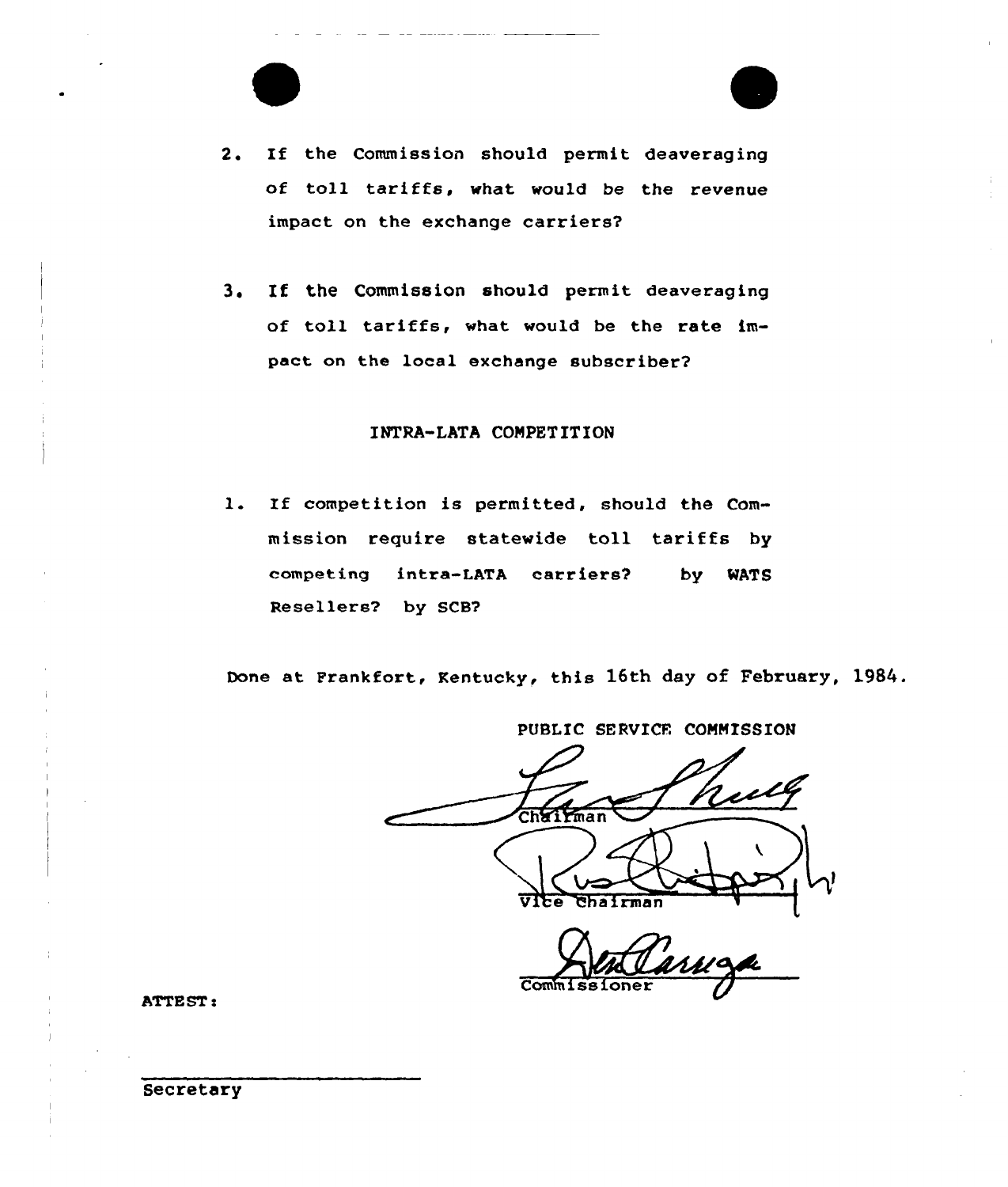2. If the Commission should permit deaveraging of toll tariffs, what would be the revenue impact on the exchange carriers?

3. If the Commission should permit deaveraging of toll tariffs, what would be the rate impact on the local exchange subscriber?

## INTRA-LATA COMPETITION

1. If competition is permitted, should the Commission require statewide toll tariffs by competing intra-LATA carriers? by WATS Resellers? by SCB?

Done at Frankfort, Kentucky, this 16th day of February, 1984.

PUBLIC SERVICE COMMISSION

Chairman

Vice Chairman

Commissioner

ATTEST:

Secretary